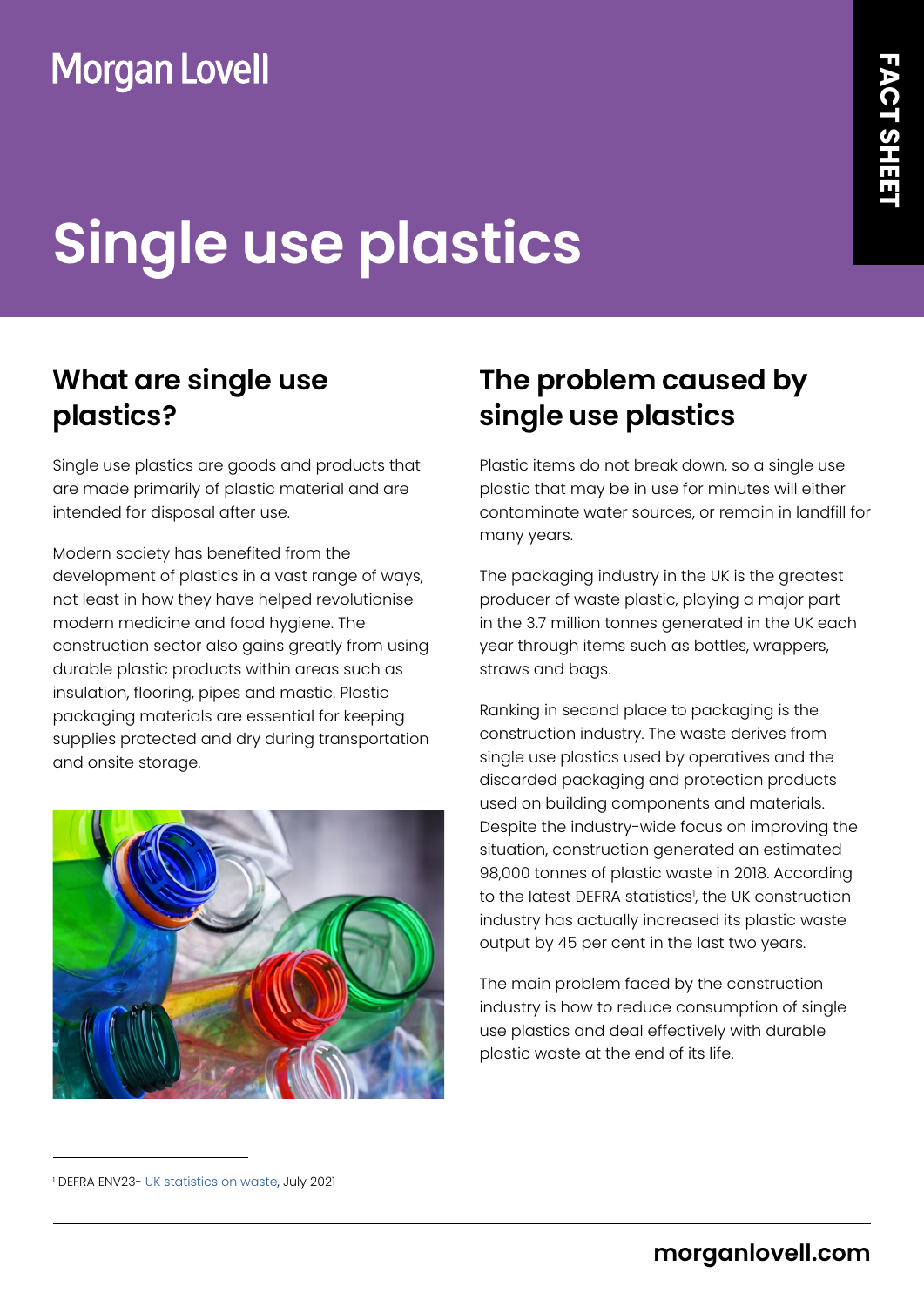Morgan Lovell

FACT SHEET

# Single use plastics

## What are single use plastics?

Single use plastics are goods and products that are made primarily of plastic material and are intended for disposal after use.

Modern society has benefited from the development of plastics in a vast range of ways, not least in how they have helped revolutionise modern medicine and food hygiene. The construction sector also gains greatly from using durable plastic products within areas such as insulation, flooring, pipes and mastic. Plastic packaging materials are essential for keeping supplies protected and dry during transportation and onsite storage.

## The problem caused by single use plastics

Plastic items do not break down, so a single use plastic that may be in use for minutes will either contaminate water sources, or remain in landfill for many years.

The packaging industry in the UK is the greatest producer of waste plastic, playing a major part in the 3.7 million tonnes generated in the UK each year through items such as bottles, wrappers, straws and bags.

Ranking in second place to packaging is the construction industry. The waste derives from single use plastics used by operatives and the discarded packaging and protection products used on building components and materials. Despite the industry-wide focus on improving the situation, construction generated an estimated 98,000 tonnes of plastic waste in 2018. According to the latest DEFRA statistics[1], the UK construction industry has actually increased its plastic waste output by 45 per cent in the last two years.

The main problem faced by the construction industry is how to reduce consumption of single use plastics and deal effectively with durable plastic waste at the end of its life.

[1] DEFRA ENV23- UK statistics on waste, July 2021

morganlovell.com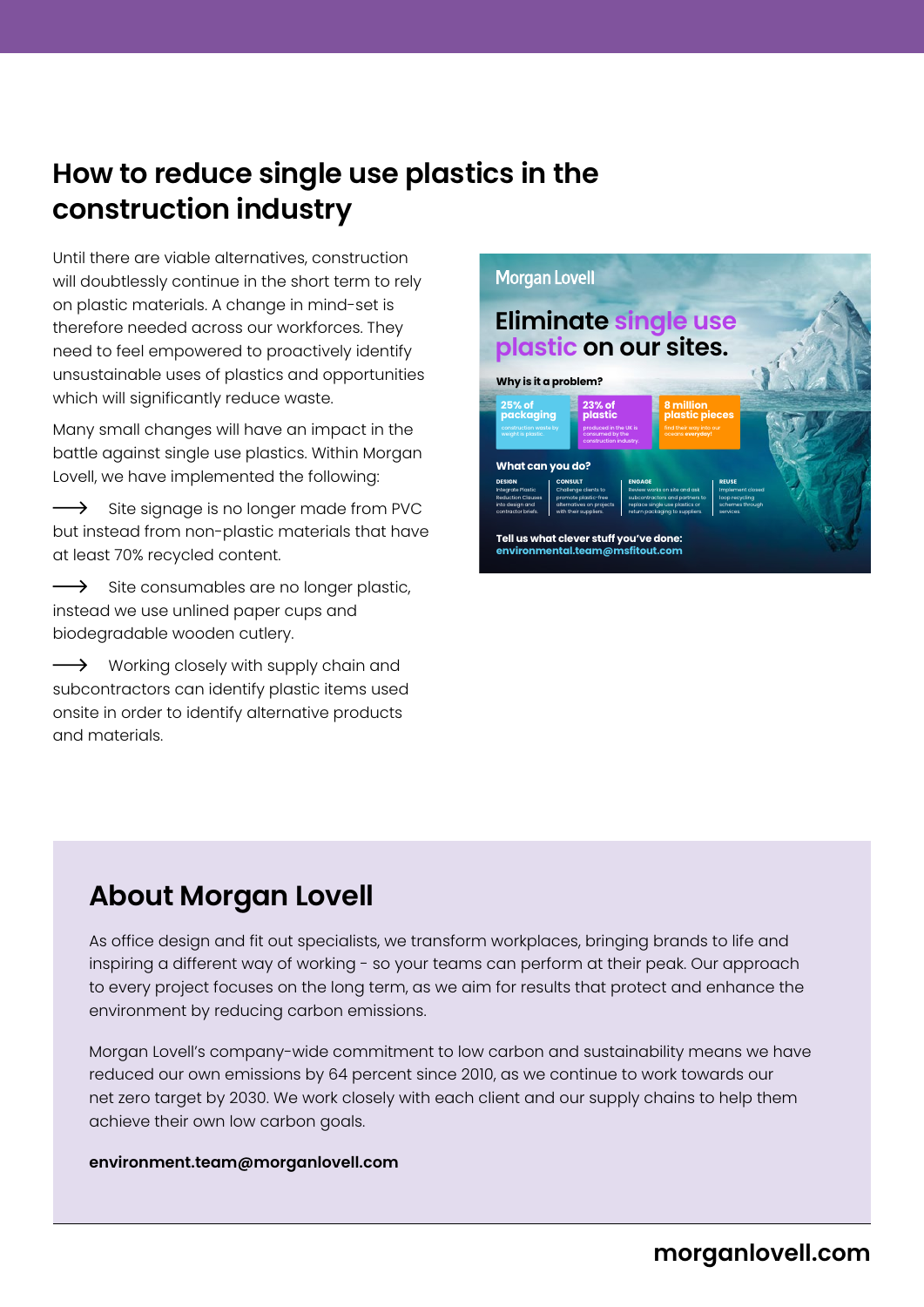## How to reduce single use plastics in the construction industry

Until there are viable alternatives, construction will doubtlessly continue in the short term to rely on plastic materials. A change in mind-set is therefore needed across our workforces. They need to feel empowered to proactively identify unsustainable uses of plastics and opportunities which will significantly reduce waste.

Many small changes will have an impact in the battle against single use plastics. Within Morgan Lovell, we have implemented the following:

⟶ Site signage is no longer made from PVC but instead from non-plastic materials that have at least 70% recycled content.

⟶ Site consumables are no longer plastic, instead we use unlined paper cups and biodegradable wooden cutlery.

⟶ Working closely with supply chain and subcontractors can identify plastic items used onsite in order to identify alternative products and materials.

Morgan Lovell

**Eliminate single use plastic on our sites.**

**Why is it a problem?**

**25% of packaging** construction waste by weight is plastic

**23% of plastic** produced in the UK is consumed by the construction industry.

**8 million plastic pieces** find their way into our oceans **everyday!**

**What can you do?**

**DESIGN** Integrate Plastic Reduction Clauses into design and contractor briefs.

**CONSULT** Challenge clients to promote plastic-free alternatives on projects with their suppliers.

**ENGAGE** Review works on site and ask subcontractors and partners to replace single use plastics or return packaging to suppliers.

**REUSE** Implement closed loop recycling schemes through services.

**Tell us what clever stuff you've done:**
**environmental.team@msfitout.com**

## About Morgan Lovell

As office design and fit out specialists, we transform workplaces, bringing brands to life and inspiring a different way of working - so your teams can perform at their peak. Our approach to every project focuses on the long term, as we aim for results that protect and enhance the environment by reducing carbon emissions.

Morgan Lovell's company-wide commitment to low carbon and sustainability means we have reduced our own emissions by 64 percent since 2010, as we continue to work towards our net zero target by 2030. We work closely with each client and our supply chains to help them achieve their own low carbon goals.

**environment.team@morganlovell.com**

**morganlovell.com**